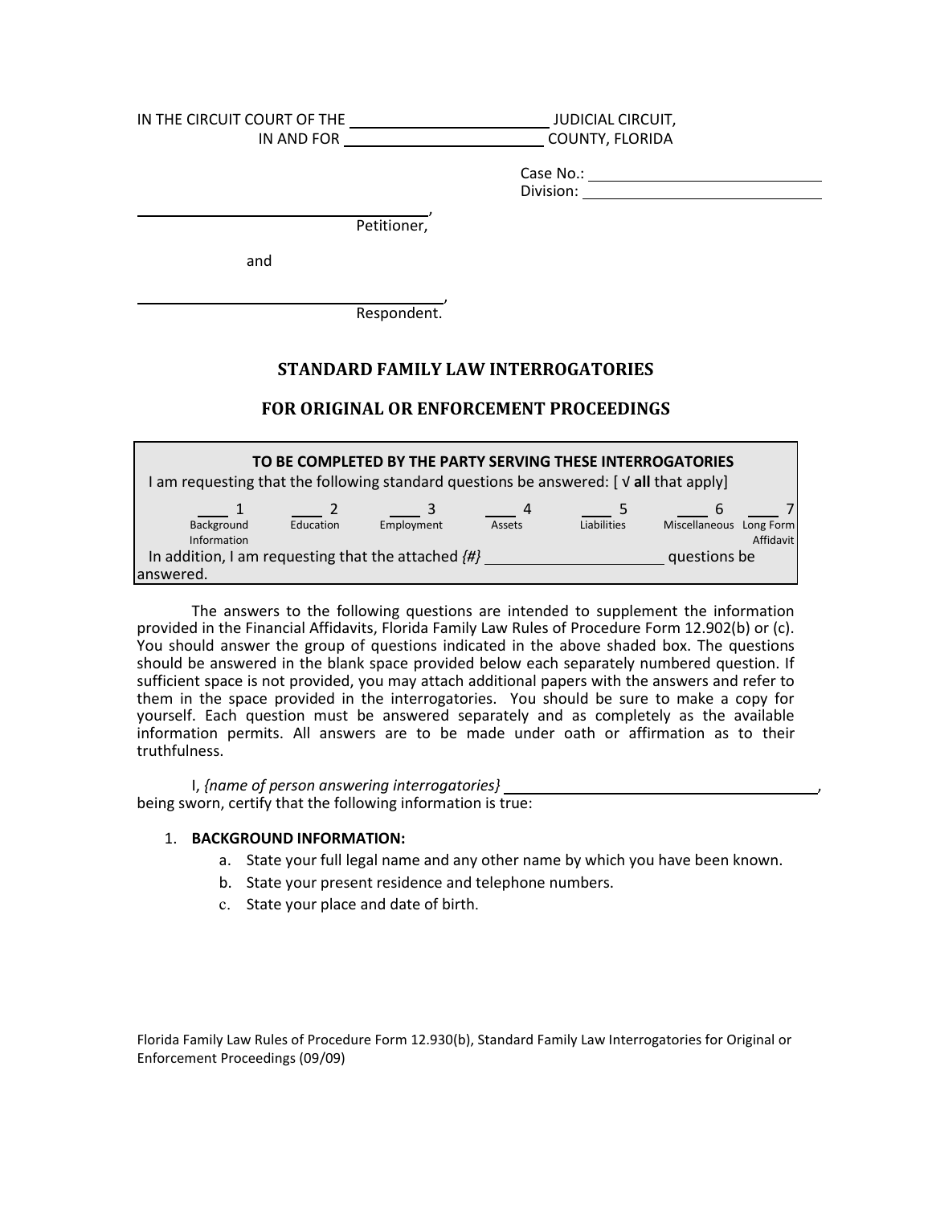IN THE CIRCUIT COURT OF THE \_\_\_\_\_\_\_\_\_\_\_\_\_\_\_\_\_\_\_\_\_\_\_\_ JUDICIAL CIRCUIT,
IN AND FOR \_\_\_\_\_\_\_\_\_\_\_\_\_\_\_\_\_\_\_\_\_\_\_\_ COUNTY, FLORIDA

Case No.: \_\_\_\_\_\_\_\_\_\_\_\_\_\_\_\_\_\_\_\_\_\_\_\_
Division: \_\_\_\_\_\_\_\_\_\_\_\_\_\_\_\_\_\_\_\_\_\_\_\_

\_\_\_\_\_\_\_\_\_\_\_\_\_\_\_\_\_\_\_\_\_\_\_\_\_\_\_\_\_\_\_\_\_\_,
Petitioner,

and

\_\_\_\_\_\_\_\_\_\_\_\_\_\_\_\_\_\_\_\_\_\_\_\_\_\_\_\_\_\_\_\_\_\_,
Respondent.

## STANDARD FAMILY LAW INTERROGATORIES

## FOR ORIGINAL OR ENFORCEMENT PROCEEDINGS

**TO BE COMPLETED BY THE PARTY SERVING THESE INTERROGATORIES**

I am requesting that the following standard questions be answered: [ √ **all** that apply]

| ___ 1 | ___ 2 | ___ 3 | ___ 4 | ___ 5 | ___ 6 | ___ 7 |
|---|---|---|---|---|---|---|
| Background Information | Education | Employment | Assets | Liabilities | Miscellaneous | Long Form Affidavit |

In addition, I am requesting that the attached *{#}* \_\_\_\_\_\_\_\_\_\_\_\_\_\_\_\_\_\_\_\_ questions be answered.

The answers to the following questions are intended to supplement the information provided in the Financial Affidavits, Florida Family Law Rules of Procedure Form 12.902(b) or (c). You should answer the group of questions indicated in the above shaded box. The questions should be answered in the blank space provided below each separately numbered question. If sufficient space is not provided, you may attach additional papers with the answers and refer to them in the space provided in the interrogatories. You should be sure to make a copy for yourself. Each question must be answered separately and as completely as the available information permits. All answers are to be made under oath or affirmation as to their truthfulness.

I, *{name of person answering interrogatories}* \_\_\_\_\_\_\_\_\_\_\_\_\_\_\_\_\_\_\_\_\_\_\_\_\_\_\_\_\_\_\_\_\_\_\_\_\_\_\_\_, being sworn, certify that the following information is true:

1. **BACKGROUND INFORMATION:**
   a. State your full legal name and any other name by which you have been known.
   b. State your present residence and telephone numbers.
   c. State your place and date of birth.

Florida Family Law Rules of Procedure Form 12.930(b), Standard Family Law Interrogatories for Original or Enforcement Proceedings (09/09)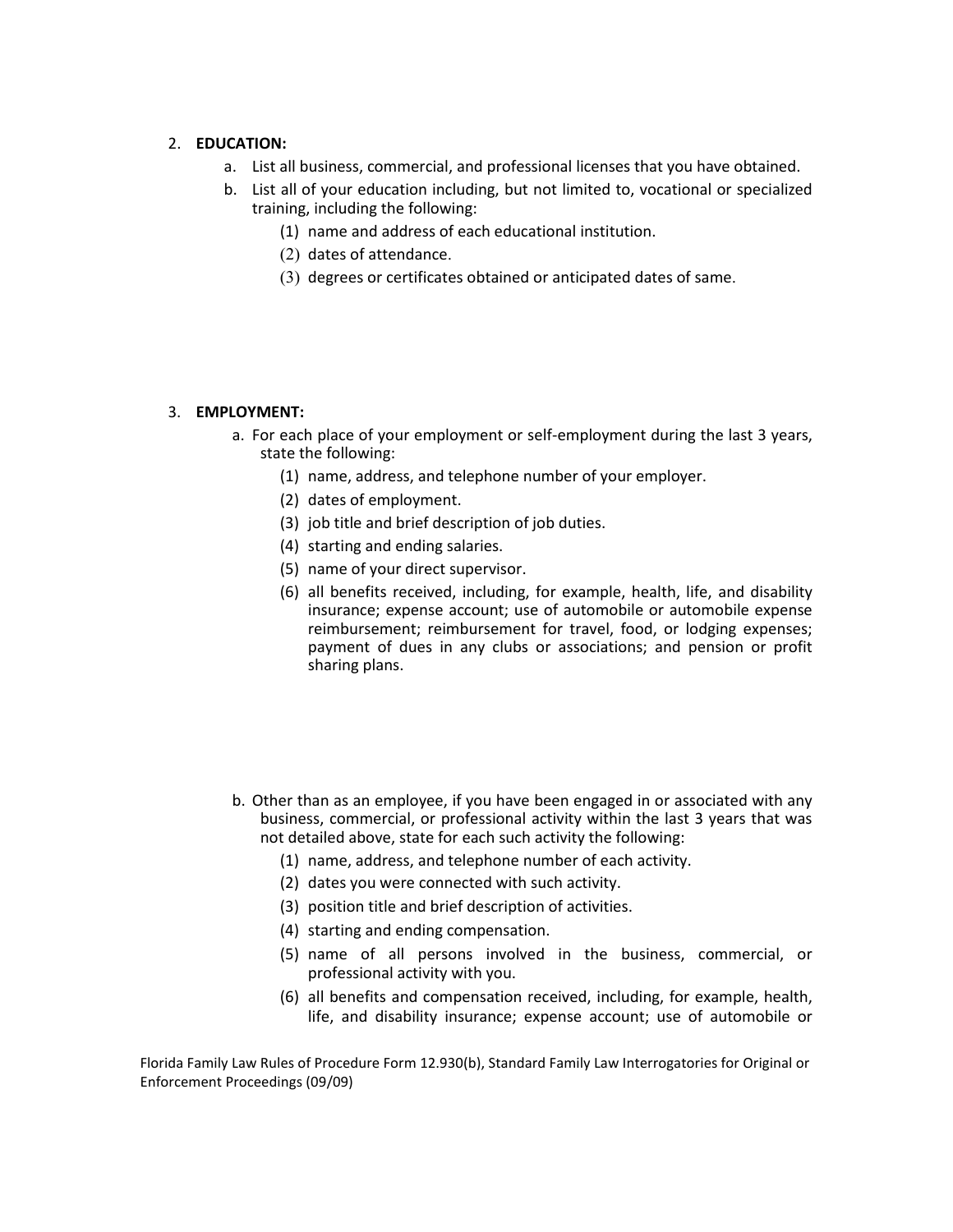2. **EDUCATION:**
    a. List all business, commercial, and professional licenses that you have obtained.
    b. List all of your education including, but not limited to, vocational or specialized training, including the following:
        (1) name and address of each educational institution.
        (2) dates of attendance.
        (3) degrees or certificates obtained or anticipated dates of same.

3. **EMPLOYMENT:**
    a. For each place of your employment or self-employment during the last 3 years, state the following:
        (1) name, address, and telephone number of your employer.
        (2) dates of employment.
        (3) job title and brief description of job duties.
        (4) starting and ending salaries.
        (5) name of your direct supervisor.
        (6) all benefits received, including, for example, health, life, and disability insurance; expense account; use of automobile or automobile expense reimbursement; reimbursement for travel, food, or lodging expenses; payment of dues in any clubs or associations; and pension or profit sharing plans.

    b. Other than as an employee, if you have been engaged in or associated with any business, commercial, or professional activity within the last 3 years that was not detailed above, state for each such activity the following:
        (1) name, address, and telephone number of each activity.
        (2) dates you were connected with such activity.
        (3) position title and brief description of activities.
        (4) starting and ending compensation.
        (5) name of all persons involved in the business, commercial, or professional activity with you.
        (6) all benefits and compensation received, including, for example, health, life, and disability insurance; expense account; use of automobile or

Florida Family Law Rules of Procedure Form 12.930(b), Standard Family Law Interrogatories for Original or Enforcement Proceedings (09/09)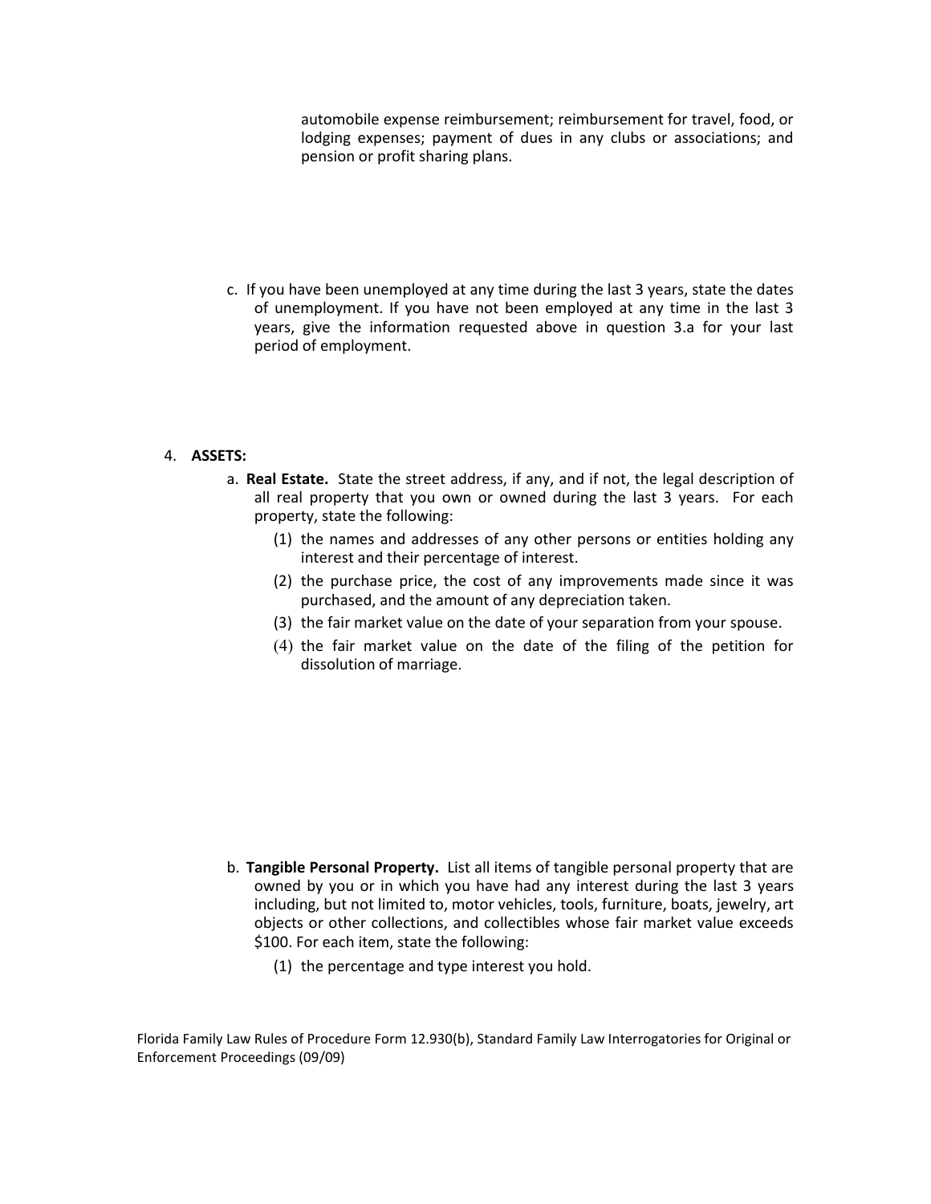automobile expense reimbursement; reimbursement for travel, food, or lodging expenses; payment of dues in any clubs or associations; and pension or profit sharing plans.

c. If you have been unemployed at any time during the last 3 years, state the dates of unemployment. If you have not been employed at any time in the last 3 years, give the information requested above in question 3.a for your last period of employment.

4. **ASSETS:**

   a. **Real Estate.** State the street address, if any, and if not, the legal description of all real property that you own or owned during the last 3 years. For each property, state the following:

      (1) the names and addresses of any other persons or entities holding any interest and their percentage of interest.

      (2) the purchase price, the cost of any improvements made since it was purchased, and the amount of any depreciation taken.

      (3) the fair market value on the date of your separation from your spouse.

      (4) the fair market value on the date of the filing of the petition for dissolution of marriage.

   b. **Tangible Personal Property.** List all items of tangible personal property that are owned by you or in which you have had any interest during the last 3 years including, but not limited to, motor vehicles, tools, furniture, boats, jewelry, art objects or other collections, and collectibles whose fair market value exceeds $100. For each item, state the following:

      (1) the percentage and type interest you hold.

Florida Family Law Rules of Procedure Form 12.930(b), Standard Family Law Interrogatories for Original or Enforcement Proceedings (09/09)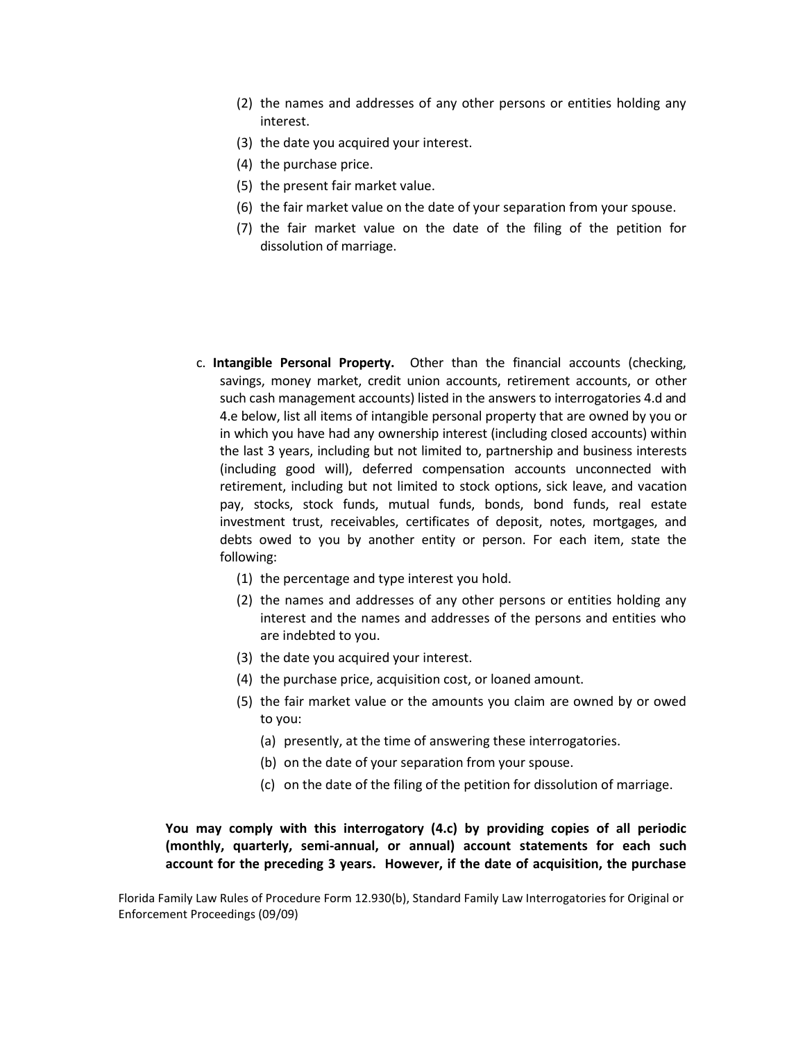(2) the names and addresses of any other persons or entities holding any interest.
(3) the date you acquired your interest.
(4) the purchase price.
(5) the present fair market value.
(6) the fair market value on the date of your separation from your spouse.
(7) the fair market value on the date of the filing of the petition for dissolution of marriage.

c. **Intangible Personal Property.** Other than the financial accounts (checking, savings, money market, credit union accounts, retirement accounts, or other such cash management accounts) listed in the answers to interrogatories 4.d and 4.e below, list all items of intangible personal property that are owned by you or in which you have had any ownership interest (including closed accounts) within the last 3 years, including but not limited to, partnership and business interests (including good will), deferred compensation accounts unconnected with retirement, including but not limited to stock options, sick leave, and vacation pay, stocks, stock funds, mutual funds, bonds, bond funds, real estate investment trust, receivables, certificates of deposit, notes, mortgages, and debts owed to you by another entity or person. For each item, state the following:

(1) the percentage and type interest you hold.
(2) the names and addresses of any other persons or entities holding any interest and the names and addresses of the persons and entities who are indebted to you.
(3) the date you acquired your interest.
(4) the purchase price, acquisition cost, or loaned amount.
(5) the fair market value or the amounts you claim are owned by or owed to you:
   (a) presently, at the time of answering these interrogatories.
   (b) on the date of your separation from your spouse.
   (c) on the date of the filing of the petition for dissolution of marriage.

**You may comply with this interrogatory (4.c) by providing copies of all periodic (monthly, quarterly, semi-annual, or annual) account statements for each such account for the preceding 3 years. However, if the date of acquisition, the purchase**

Florida Family Law Rules of Procedure Form 12.930(b), Standard Family Law Interrogatories for Original or Enforcement Proceedings (09/09)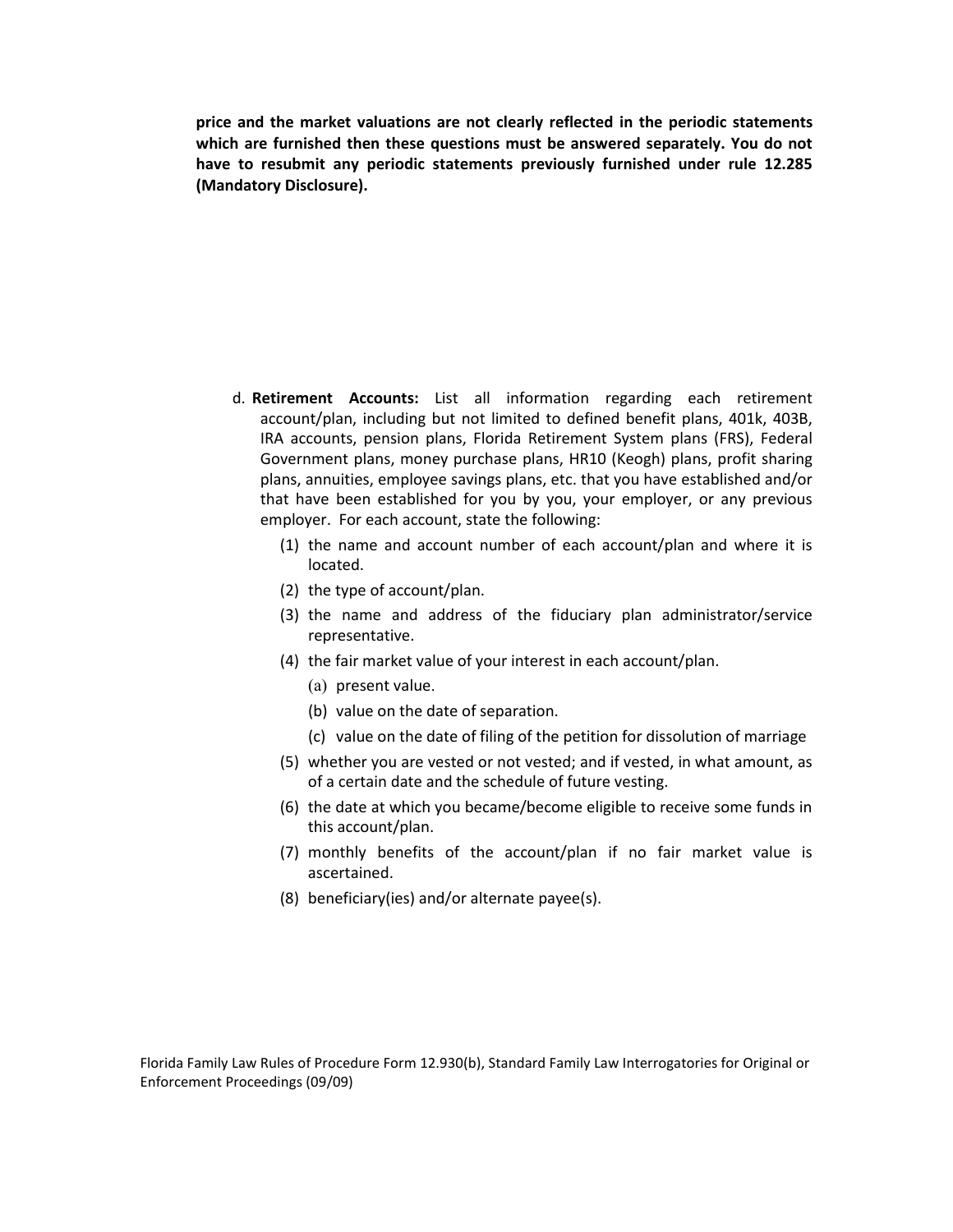**price and the market valuations are not clearly reflected in the periodic statements which are furnished then these questions must be answered separately. You do not have to resubmit any periodic statements previously furnished under rule 12.285 (Mandatory Disclosure).**

d. **Retirement Accounts:** List all information regarding each retirement account/plan, including but not limited to defined benefit plans, 401k, 403B, IRA accounts, pension plans, Florida Retirement System plans (FRS), Federal Government plans, money purchase plans, HR10 (Keogh) plans, profit sharing plans, annuities, employee savings plans, etc. that you have established and/or that have been established for you by you, your employer, or any previous employer. For each account, state the following:

   (1) the name and account number of each account/plan and where it is located.

   (2) the type of account/plan.

   (3) the name and address of the fiduciary plan administrator/service representative.

   (4) the fair market value of your interest in each account/plan.

      (a) present value.

      (b) value on the date of separation.

      (c) value on the date of filing of the petition for dissolution of marriage

   (5) whether you are vested or not vested; and if vested, in what amount, as of a certain date and the schedule of future vesting.

   (6) the date at which you became/become eligible to receive some funds in this account/plan.

   (7) monthly benefits of the account/plan if no fair market value is ascertained.

   (8) beneficiary(ies) and/or alternate payee(s).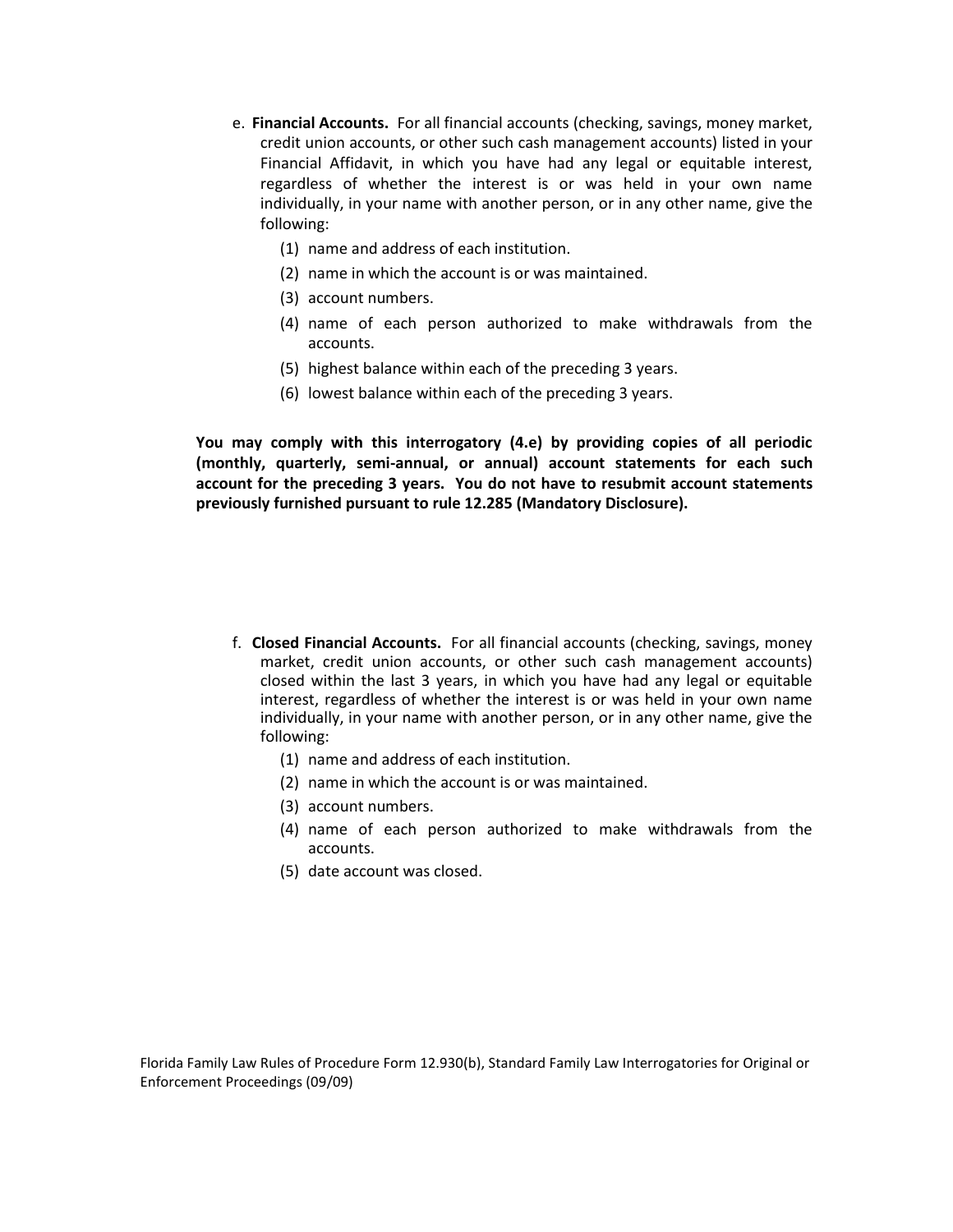e. **Financial Accounts.** For all financial accounts (checking, savings, money market, credit union accounts, or other such cash management accounts) listed in your Financial Affidavit, in which you have had any legal or equitable interest, regardless of whether the interest is or was held in your own name individually, in your name with another person, or in any other name, give the following:

   (1) name and address of each institution.

   (2) name in which the account is or was maintained.

   (3) account numbers.

   (4) name of each person authorized to make withdrawals from the accounts.

   (5) highest balance within each of the preceding 3 years.

   (6) lowest balance within each of the preceding 3 years.

**You may comply with this interrogatory (4.e) by providing copies of all periodic (monthly, quarterly, semi-annual, or annual) account statements for each such account for the preceding 3 years. You do not have to resubmit account statements previously furnished pursuant to rule 12.285 (Mandatory Disclosure).**

f. **Closed Financial Accounts.** For all financial accounts (checking, savings, money market, credit union accounts, or other such cash management accounts) closed within the last 3 years, in which you have had any legal or equitable interest, regardless of whether the interest is or was held in your own name individually, in your name with another person, or in any other name, give the following:

   (1) name and address of each institution.

   (2) name in which the account is or was maintained.

   (3) account numbers.

   (4) name of each person authorized to make withdrawals from the accounts.

   (5) date account was closed.

Florida Family Law Rules of Procedure Form 12.930(b), Standard Family Law Interrogatories for Original or Enforcement Proceedings (09/09)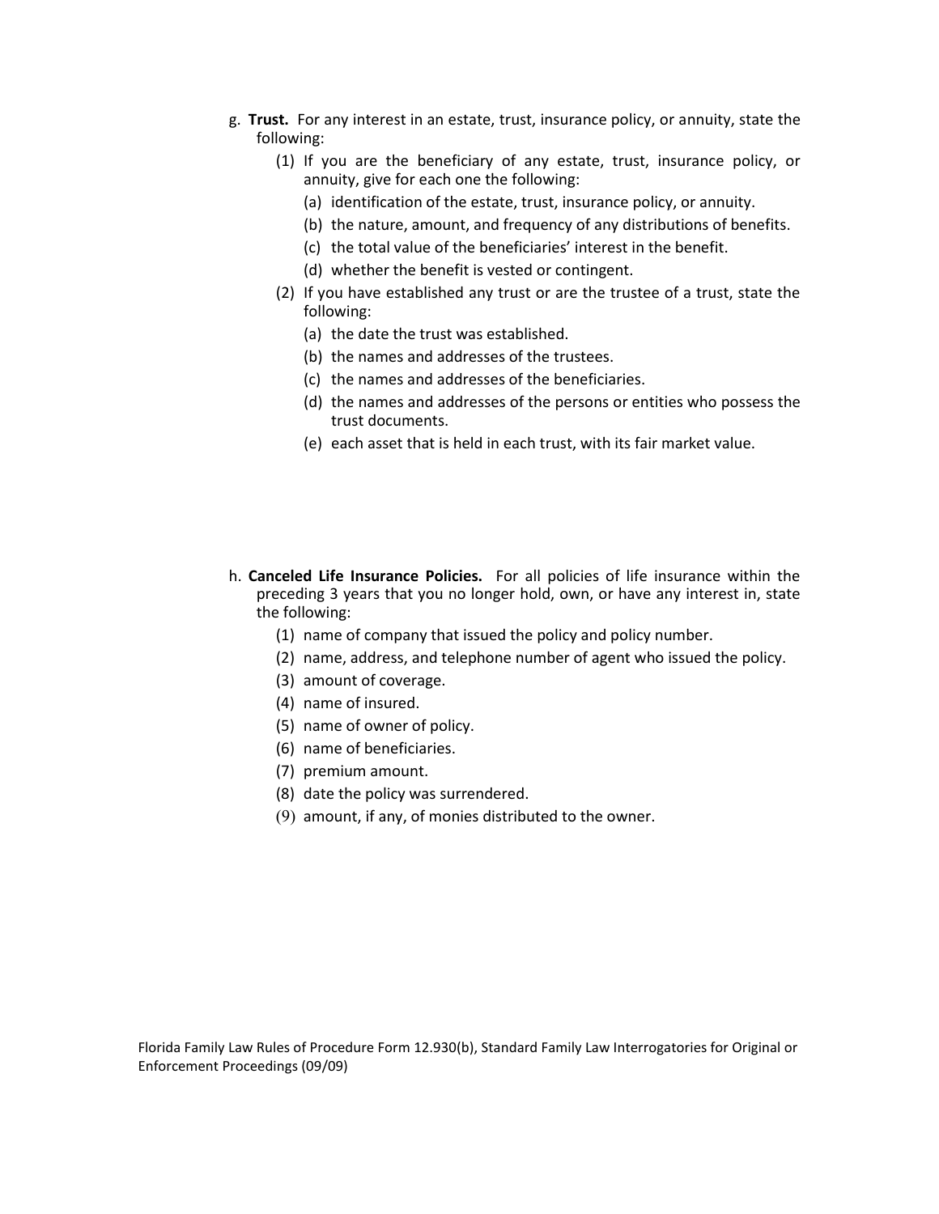g. **Trust.** For any interest in an estate, trust, insurance policy, or annuity, state the following:

   (1) If you are the beneficiary of any estate, trust, insurance policy, or annuity, give for each one the following:

      (a) identification of the estate, trust, insurance policy, or annuity.

      (b) the nature, amount, and frequency of any distributions of benefits.

      (c) the total value of the beneficiaries' interest in the benefit.

      (d) whether the benefit is vested or contingent.

   (2) If you have established any trust or are the trustee of a trust, state the following:

      (a) the date the trust was established.

      (b) the names and addresses of the trustees.

      (c) the names and addresses of the beneficiaries.

      (d) the names and addresses of the persons or entities who possess the trust documents.

      (e) each asset that is held in each trust, with its fair market value.

h. **Canceled Life Insurance Policies.** For all policies of life insurance within the preceding 3 years that you no longer hold, own, or have any interest in, state the following:

   (1) name of company that issued the policy and policy number.

   (2) name, address, and telephone number of agent who issued the policy.

   (3) amount of coverage.

   (4) name of insured.

   (5) name of owner of policy.

   (6) name of beneficiaries.

   (7) premium amount.

   (8) date the policy was surrendered.

   (9) amount, if any, of monies distributed to the owner.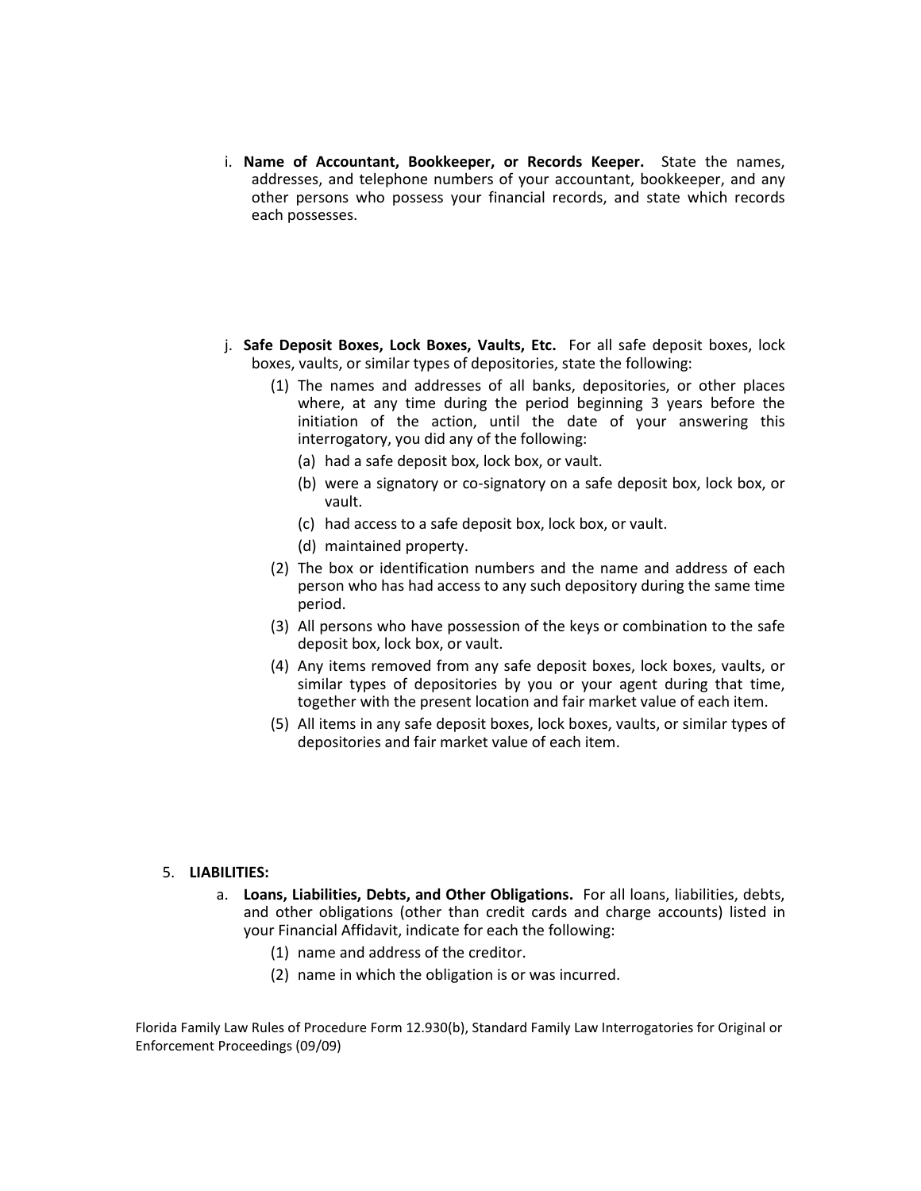i. **Name of Accountant, Bookkeeper, or Records Keeper.** State the names, addresses, and telephone numbers of your accountant, bookkeeper, and any other persons who possess your financial records, and state which records each possesses.

j. **Safe Deposit Boxes, Lock Boxes, Vaults, Etc.** For all safe deposit boxes, lock boxes, vaults, or similar types of depositories, state the following:

   (1) The names and addresses of all banks, depositories, or other places where, at any time during the period beginning 3 years before the initiation of the action, until the date of your answering this interrogatory, you did any of the following:

      (a) had a safe deposit box, lock box, or vault.

      (b) were a signatory or co-signatory on a safe deposit box, lock box, or vault.

      (c) had access to a safe deposit box, lock box, or vault.

      (d) maintained property.

   (2) The box or identification numbers and the name and address of each person who has had access to any such depository during the same time period.

   (3) All persons who have possession of the keys or combination to the safe deposit box, lock box, or vault.

   (4) Any items removed from any safe deposit boxes, lock boxes, vaults, or similar types of depositories by you or your agent during that time, together with the present location and fair market value of each item.

   (5) All items in any safe deposit boxes, lock boxes, vaults, or similar types of depositories and fair market value of each item.

5. **LIABILITIES:**

   a. **Loans, Liabilities, Debts, and Other Obligations.** For all loans, liabilities, debts, and other obligations (other than credit cards and charge accounts) listed in your Financial Affidavit, indicate for each the following:

      (1) name and address of the creditor.

      (2) name in which the obligation is or was incurred.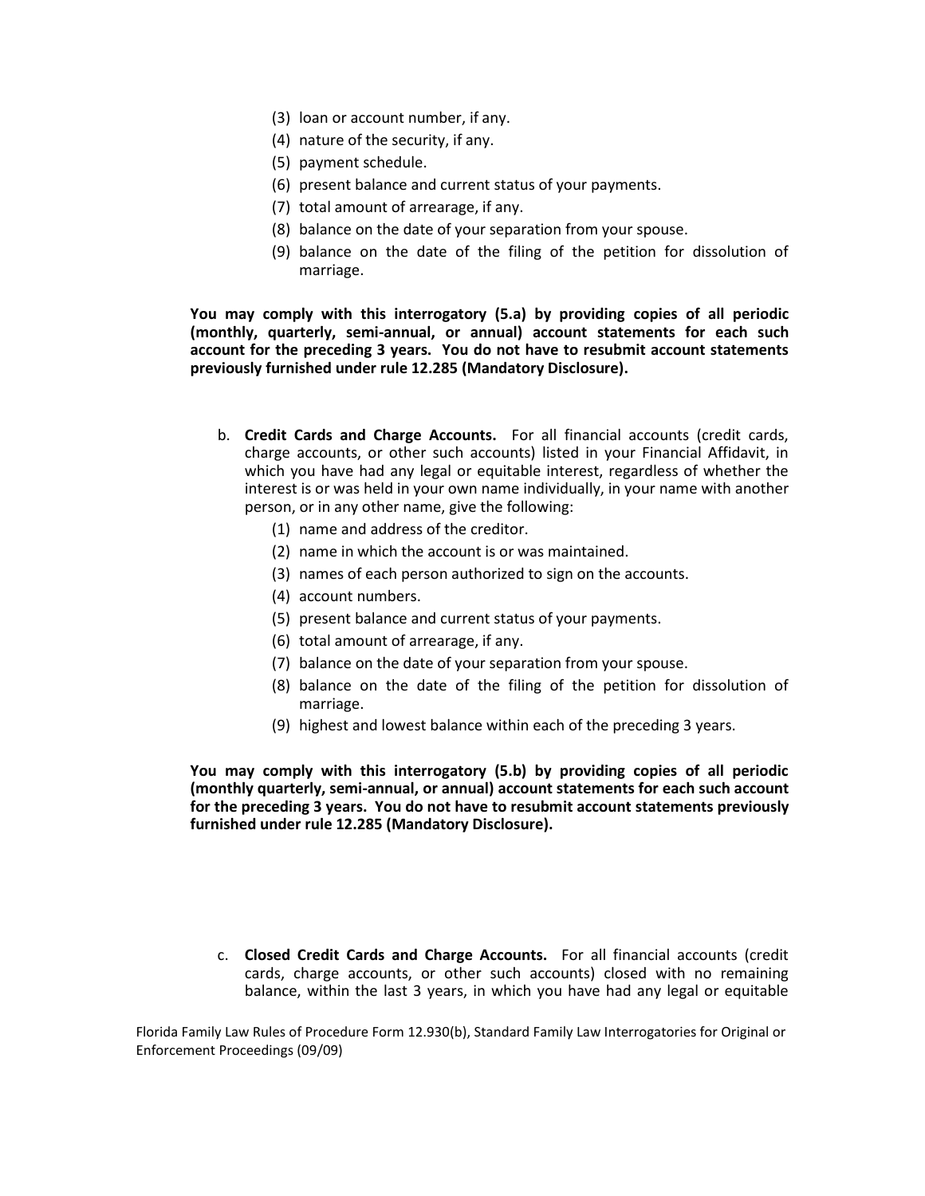(3) loan or account number, if any.
(4) nature of the security, if any.
(5) payment schedule.
(6) present balance and current status of your payments.
(7) total amount of arrearage, if any.
(8) balance on the date of your separation from your spouse.
(9) balance on the date of the filing of the petition for dissolution of marriage.

**You may comply with this interrogatory (5.a) by providing copies of all periodic (monthly, quarterly, semi-annual, or annual) account statements for each such account for the preceding 3 years. You do not have to resubmit account statements previously furnished under rule 12.285 (Mandatory Disclosure).**

b. **Credit Cards and Charge Accounts.** For all financial accounts (credit cards, charge accounts, or other such accounts) listed in your Financial Affidavit, in which you have had any legal or equitable interest, regardless of whether the interest is or was held in your own name individually, in your name with another person, or in any other name, give the following:
   (1) name and address of the creditor.
   (2) name in which the account is or was maintained.
   (3) names of each person authorized to sign on the accounts.
   (4) account numbers.
   (5) present balance and current status of your payments.
   (6) total amount of arrearage, if any.
   (7) balance on the date of your separation from your spouse.
   (8) balance on the date of the filing of the petition for dissolution of marriage.
   (9) highest and lowest balance within each of the preceding 3 years.

**You may comply with this interrogatory (5.b) by providing copies of all periodic (monthly quarterly, semi-annual, or annual) account statements for each such account for the preceding 3 years. You do not have to resubmit account statements previously furnished under rule 12.285 (Mandatory Disclosure).**

c. **Closed Credit Cards and Charge Accounts.** For all financial accounts (credit cards, charge accounts, or other such accounts) closed with no remaining balance, within the last 3 years, in which you have had any legal or equitable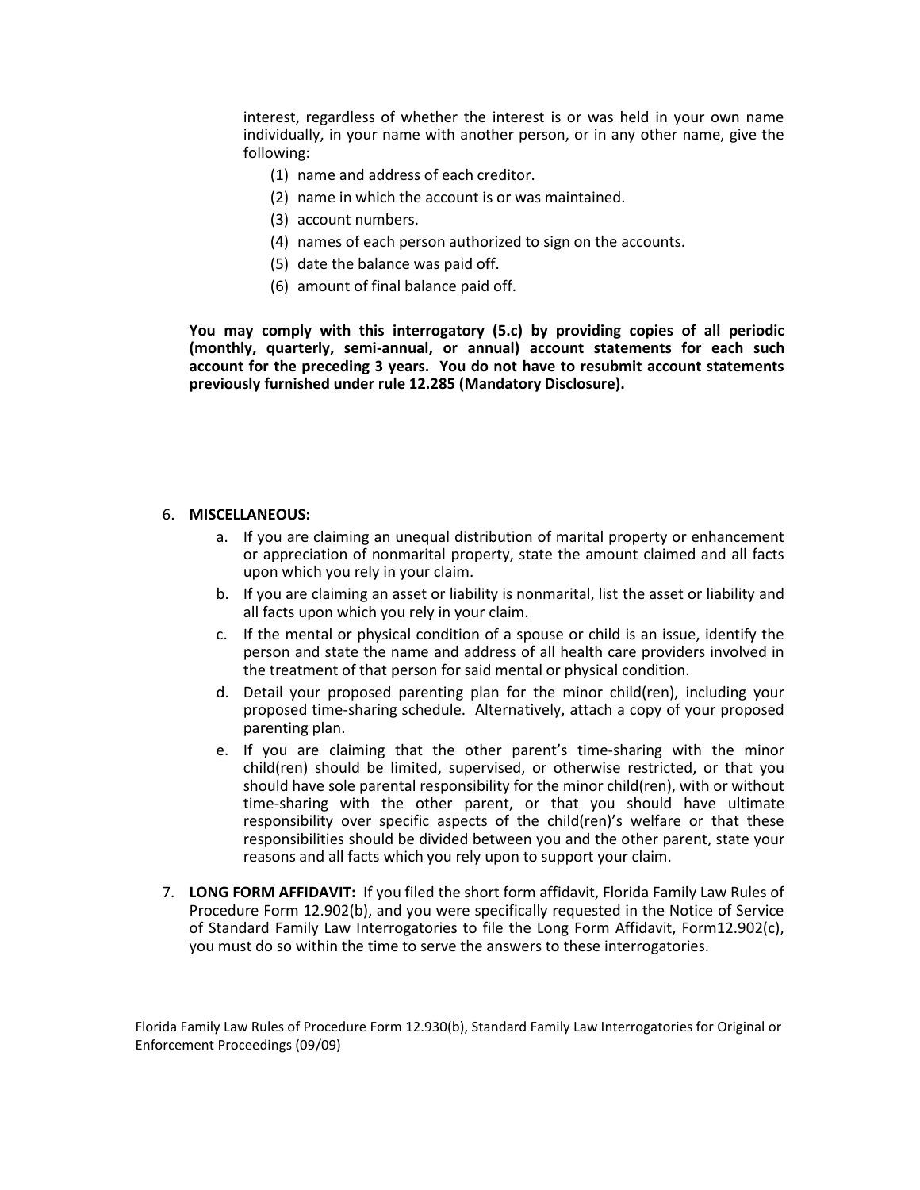interest, regardless of whether the interest is or was held in your own name individually, in your name with another person, or in any other name, give the following:

(1) name and address of each creditor.
(2) name in which the account is or was maintained.
(3) account numbers.
(4) names of each person authorized to sign on the accounts.
(5) date the balance was paid off.
(6) amount of final balance paid off.

**You may comply with this interrogatory (5.c) by providing copies of all periodic (monthly, quarterly, semi-annual, or annual) account statements for each such account for the preceding 3 years. You do not have to resubmit account statements previously furnished under rule 12.285 (Mandatory Disclosure).**

6. **MISCELLANEOUS:**
   a. If you are claiming an unequal distribution of marital property or enhancement or appreciation of nonmarital property, state the amount claimed and all facts upon which you rely in your claim.
   b. If you are claiming an asset or liability is nonmarital, list the asset or liability and all facts upon which you rely in your claim.
   c. If the mental or physical condition of a spouse or child is an issue, identify the person and state the name and address of all health care providers involved in the treatment of that person for said mental or physical condition.
   d. Detail your proposed parenting plan for the minor child(ren), including your proposed time-sharing schedule. Alternatively, attach a copy of your proposed parenting plan.
   e. If you are claiming that the other parent's time-sharing with the minor child(ren) should be limited, supervised, or otherwise restricted, or that you should have sole parental responsibility for the minor child(ren), with or without time-sharing with the other parent, or that you should have ultimate responsibility over specific aspects of the child(ren)'s welfare or that these responsibilities should be divided between you and the other parent, state your reasons and all facts which you rely upon to support your claim.

7. **LONG FORM AFFIDAVIT:** If you filed the short form affidavit, Florida Family Law Rules of Procedure Form 12.902(b), and you were specifically requested in the Notice of Service of Standard Family Law Interrogatories to file the Long Form Affidavit, Form12.902(c), you must do so within the time to serve the answers to these interrogatories.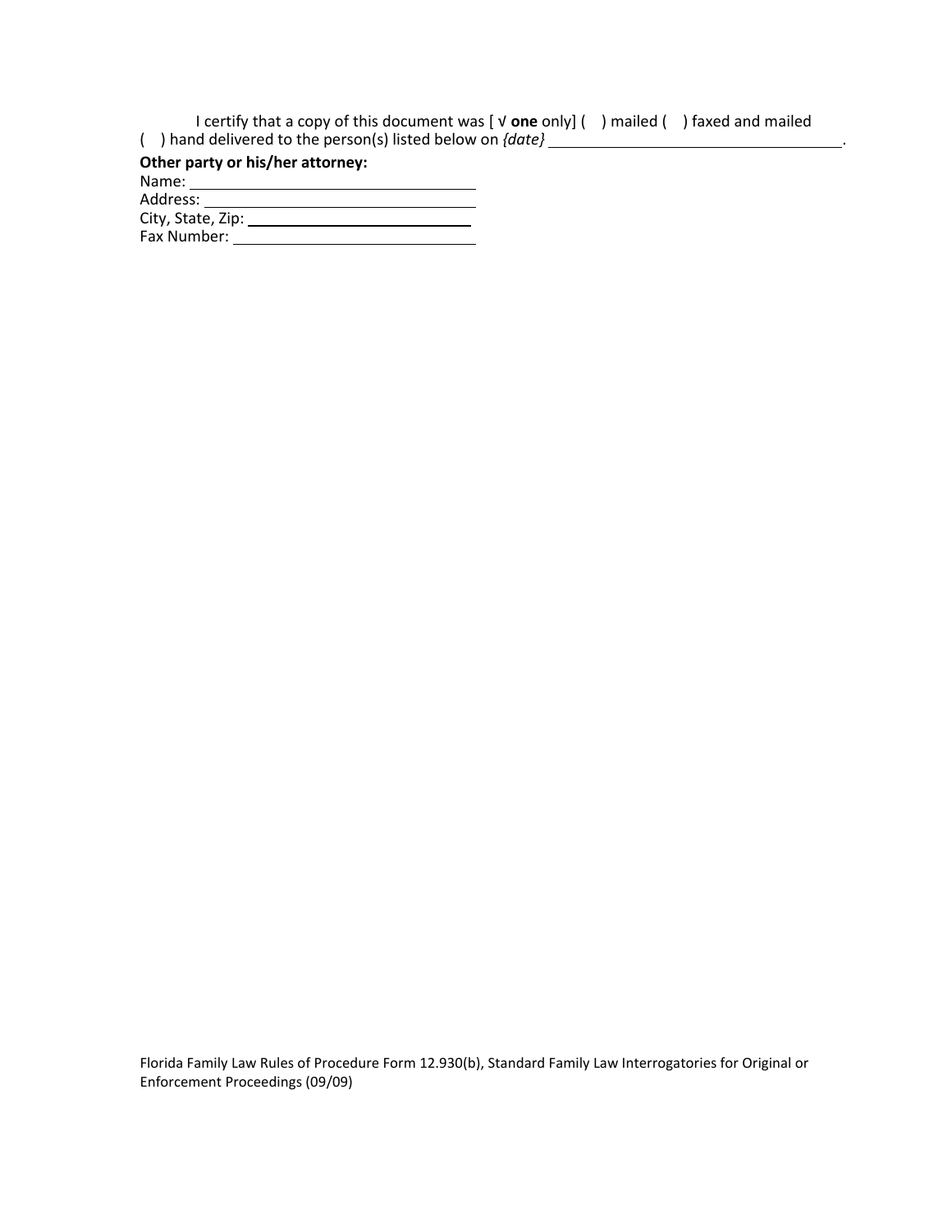I certify that a copy of this document was [ √ **one** only] ( ) mailed ( ) faxed and mailed ( ) hand delivered to the person(s) listed below on *{date}* ____________________________________.

**Other party or his/her attorney:**

Name: ________________________________

Address: ______________________________

City, State, Zip: ________________________

Fax Number: ___________________________

Florida Family Law Rules of Procedure Form 12.930(b), Standard Family Law Interrogatories for Original or Enforcement Proceedings (09/09)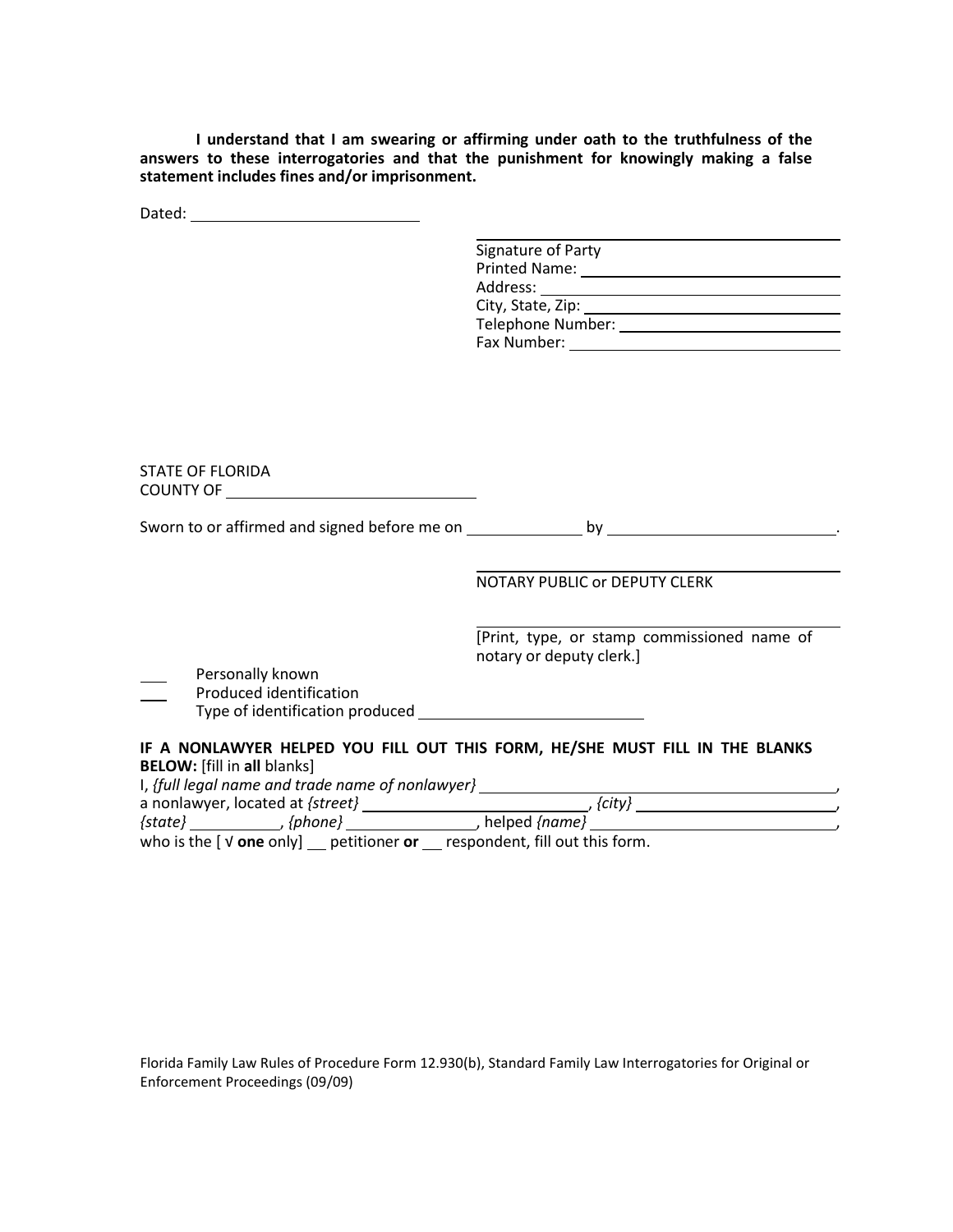**I understand that I am swearing or affirming under oath to the truthfulness of the answers to these interrogatories and that the punishment for knowingly making a false statement includes fines and/or imprisonment.**

Dated: ____________________________

______________________________________
Signature of Party
Printed Name: ____________________________
Address: ____________________________
City, State, Zip: ____________________________
Telephone Number: ____________________________
Fax Number: ____________________________

STATE OF FLORIDA
COUNTY OF ____________________________

Sworn to or affirmed and signed before me on ______________ by ____________________________.

______________________________________
NOTARY PUBLIC or DEPUTY CLERK

______________________________________
[Print, type, or stamp commissioned name of notary or deputy clerk.]

___ Personally known
___ Produced identification
Type of identification produced ____________________________

**IF A NONLAWYER HELPED YOU FILL OUT THIS FORM, HE/SHE MUST FILL IN THE BLANKS BELOW:** [fill in **all** blanks]
I, *{full legal name and trade name of nonlawyer}* ____________________________,
a nonlawyer, located at *{street}* ____________________________, *{city}* ____________________________,
*{state}* ____________, *{phone}* ______________, helped *{name}* ____________________________,
who is the [ √ **one** only] ___ petitioner **or** ___ respondent, fill out this form.

Florida Family Law Rules of Procedure Form 12.930(b), Standard Family Law Interrogatories for Original or Enforcement Proceedings (09/09)